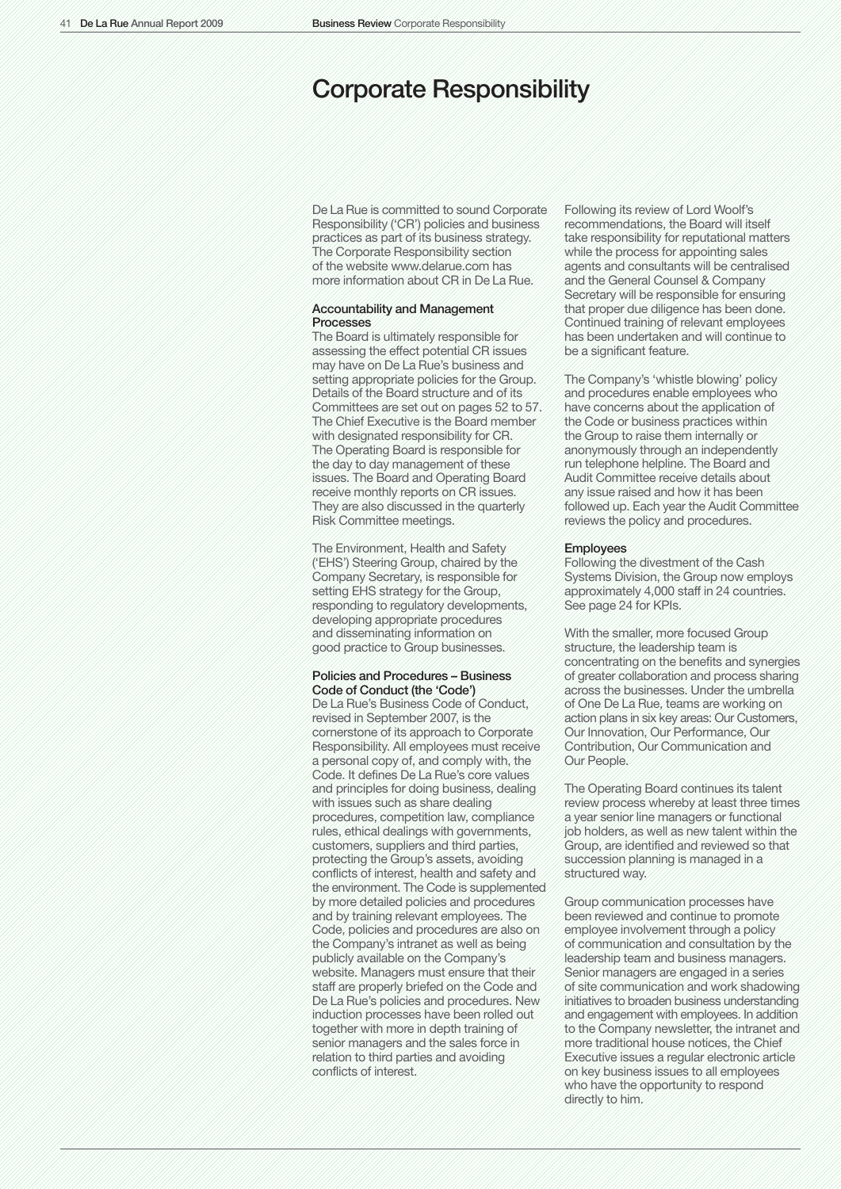# Corporate Responsibility

De La Rue is committed to sound Corporate Responsibility ('CR') policies and business practices as part of its business strategy. The Corporate Responsibility section of the website www.delarue.com has more information about CR in De La Rue.

### Accountability and Management Processes

The Board is ultimately responsible for assessing the effect potential CR issues may have on De La Rue's business and setting appropriate policies for the Group. Details of the Board structure and of its Committees are set out on pages 52 to 57. The Chief Executive is the Board member with designated responsibility for CR. The Operating Board is responsible for the day to day management of these issues. The Board and Operating Board receive monthly reports on CR issues. They are also discussed in the quarterly Risk Committee meetings.

The Environment, Health and Safety ('EHS') Steering Group, chaired by the Company Secretary, is responsible for setting EHS strategy for the Group, responding to regulatory developments, developing appropriate procedures and disseminating information on good practice to Group businesses.

### Policies and Procedures – Business Code of Conduct (the 'Code')

De La Rue's Business Code of Conduct, revised in September 2007, is the cornerstone of its approach to Corporate Responsibility. All employees must receive a personal copy of, and comply with, the Code. It defines De La Rue's core values and principles for doing business, dealing with issues such as share dealing procedures, competition law, compliance rules, ethical dealings with governments, customers, suppliers and third parties, protecting the Group's assets, avoiding conflicts of interest, health and safety and the environment. The Code is supplemented by more detailed policies and procedures and by training relevant employees. The Code, policies and procedures are also on the Company's intranet as well as being publicly available on the Company's website. Managers must ensure that their staff are properly briefed on the Code and De La Rue's policies and procedures. New induction processes have been rolled out together with more in depth training of senior managers and the sales force in relation to third parties and avoiding conflicts of interest.

Following its review of Lord Woolf's recommendations, the Board will itself take responsibility for reputational matters while the process for appointing sales agents and consultants will be centralised and the General Counsel & Company Secretary will be responsible for ensuring that proper due diligence has been done. Continued training of relevant employees has been undertaken and will continue to be a significant feature.

The Company's 'whistle blowing' policy and procedures enable employees who have concerns about the application of the Code or business practices within the Group to raise them internally or anonymously through an independently run telephone helpline. The Board and Audit Committee receive details about any issue raised and how it has been followed up. Each year the Audit Committee reviews the policy and procedures.

### Employees

Following the divestment of the Cash Systems Division, the Group now employs approximately 4,000 staff in 24 countries. See page 24 for KPIs.

With the smaller, more focused Group structure, the leadership team is concentrating on the benefits and synergies of greater collaboration and process sharing across the businesses. Under the umbrella of One De La Rue, teams are working on action plans in six key areas: Our Customers, Our Innovation, Our Performance, Our Contribution, Our Communication and Our People.

The Operating Board continues its talent review process whereby at least three times a year senior line managers or functional job holders, as well as new talent within the Group, are identified and reviewed so that succession planning is managed in a structured way.

Group communication processes have been reviewed and continue to promote employee involvement through a policy of communication and consultation by the leadership team and business managers. Senior managers are engaged in a series of site communication and work shadowing initiatives to broaden business understanding and engagement with employees. In addition to the Company newsletter, the intranet and more traditional house notices, the Chief Executive issues a regular electronic article on key business issues to all employees who have the opportunity to respond directly to him.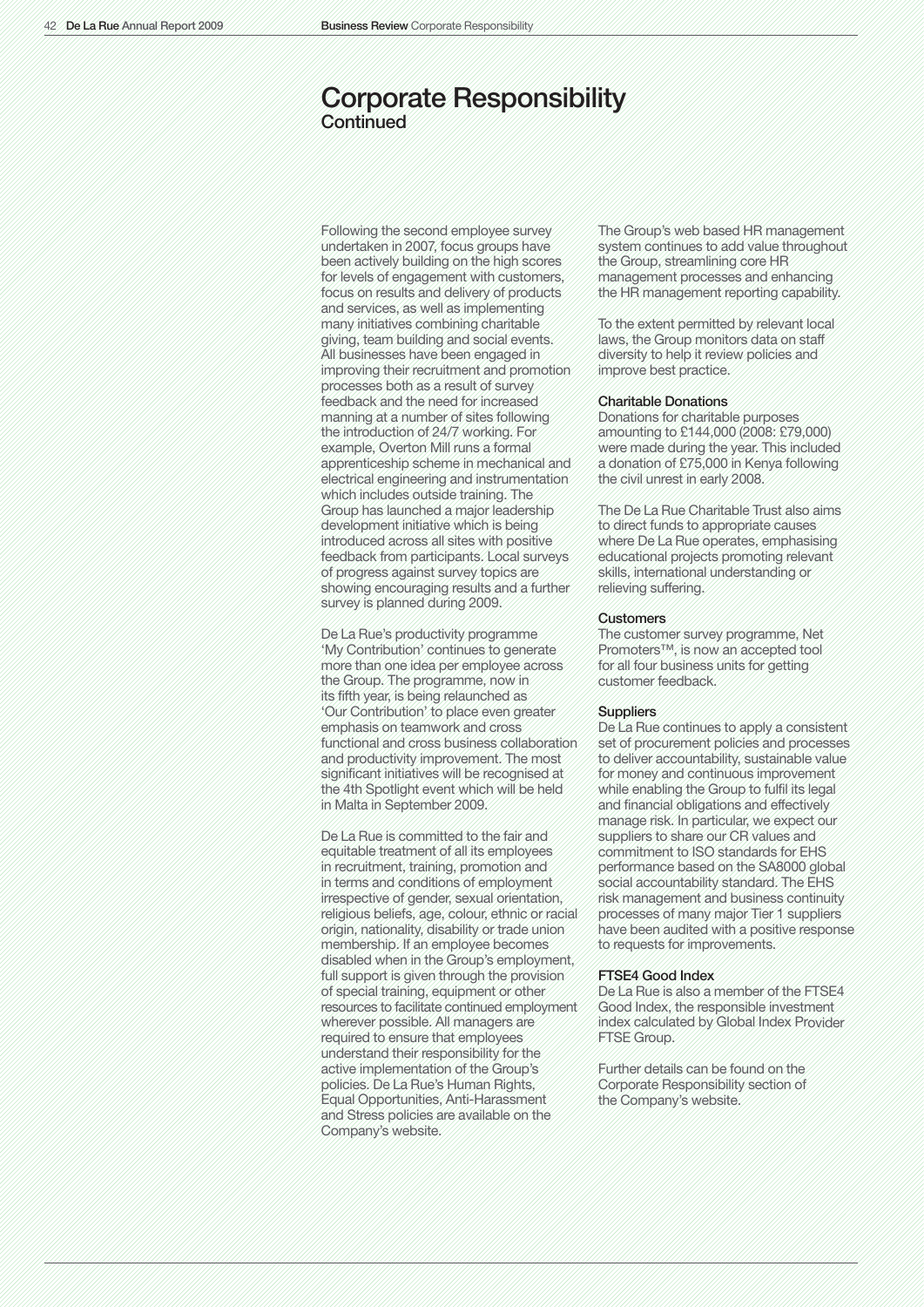# Corporate Responsibility
## Continued

Following the second employee survey undertaken in 2007, focus groups have been actively building on the high scores for levels of engagement with customers, focus on results and delivery of products and services, as well as implementing many initiatives combining charitable giving, team building and social events. All businesses have been engaged in improving their recruitment and promotion processes both as a result of survey feedback and the need for increased manning at a number of sites following the introduction of 24/7 working. For example, Overton Mill runs a formal apprenticeship scheme in mechanical and electrical engineering and instrumentation which includes outside training. The Group has launched a major leadership development initiative which is being introduced across all sites with positive feedback from participants. Local surveys of progress against survey topics are showing encouraging results and a further survey is planned during 2009.

De La Rue's productivity programme 'My Contribution' continues to generate more than one idea per employee across the Group. The programme, now in its fifth year, is being relaunched as 'Our Contribution' to place even greater emphasis on teamwork and cross functional and cross business collaboration and productivity improvement. The most significant initiatives will be recognised at the 4th Spotlight event which will be held in Malta in September 2009.

De La Rue is committed to the fair and equitable treatment of all its employees in recruitment, training, promotion and in terms and conditions of employment irrespective of gender, sexual orientation, religious beliefs, age, colour, ethnic or racial origin, nationality, disability or trade union membership. If an employee becomes disabled when in the Group's employment, full support is given through the provision of special training, equipment or other resources to facilitate continued employment wherever possible. All managers are required to ensure that employees understand their responsibility for the active implementation of the Group's policies. De La Rue's Human Rights, Equal Opportunities, Anti-Harassment and Stress policies are available on the Company's website.

The Group's web based HR management system continues to add value throughout the Group, streamlining core HR management processes and enhancing the HR management reporting capability.

To the extent permitted by relevant local laws, the Group monitors data on staff diversity to help it review policies and improve best practice.

### Charitable Donations

Donations for charitable purposes amounting to £144,000 (2008: £79,000) were made during the year. This included a donation of £75,000 in Kenya following the civil unrest in early 2008.

The De La Rue Charitable Trust also aims to direct funds to appropriate causes where De La Rue operates, emphasising educational projects promoting relevant skills, international understanding or relieving suffering.

### Customers

The customer survey programme, Net Promoters™, is now an accepted tool for all four business units for getting customer feedback.

### Suppliers

De La Rue continues to apply a consistent set of procurement policies and processes to deliver accountability, sustainable value for money and continuous improvement while enabling the Group to fulfil its legal and financial obligations and effectively manage risk. In particular, we expect our suppliers to share our CR values and commitment to ISO standards for EHS performance based on the SA8000 global social accountability standard. The EHS risk management and business continuity processes of many major Tier 1 suppliers have been audited with a positive response to requests for improvements.

### FTSE4 Good Index

De La Rue is also a member of the FTSE4 Good Index, the responsible investment index calculated by Global Index Provider FTSE Group.

Further details can be found on the Corporate Responsibility section of the Company's website.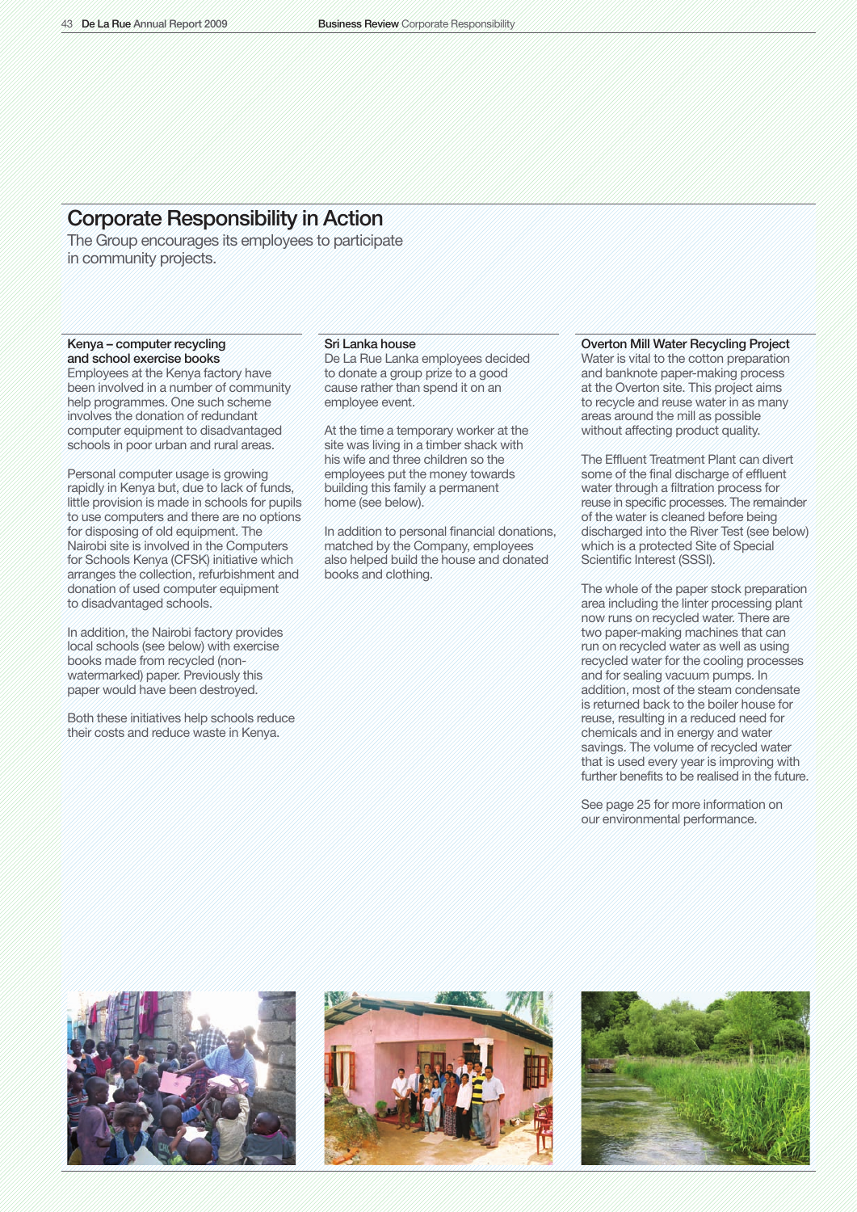# Corporate Responsibility in Action

The Group encourages its employees to participate in community projects.

### Kenya – computer recycling and school exercise books

Employees at the Kenya factory have been involved in a number of community help programmes. One such scheme involves the donation of redundant computer equipment to disadvantaged schools in poor urban and rural areas.

Personal computer usage is growing rapidly in Kenya but, due to lack of funds, little provision is made in schools for pupils to use computers and there are no options for disposing of old equipment. The Nairobi site is involved in the Computers for Schools Kenya (CFSK) initiative which arranges the collection, refurbishment and donation of used computer equipment to disadvantaged schools.

In addition, the Nairobi factory provides local schools (see below) with exercise books made from recycled (non-watermarked) paper. Previously this paper would have been destroyed.

Both these initiatives help schools reduce their costs and reduce waste in Kenya.

### Sri Lanka house

De La Rue Lanka employees decided to donate a group prize to a good cause rather than spend it on an employee event.

At the time a temporary worker at the site was living in a timber shack with his wife and three children so the employees put the money towards building this family a permanent home (see below).

In addition to personal financial donations, matched by the Company, employees also helped build the house and donated books and clothing.

### Overton Mill Water Recycling Project

Water is vital to the cotton preparation and banknote paper-making process at the Overton site. This project aims to recycle and reuse water in as many areas around the mill as possible without affecting product quality.

The Effluent Treatment Plant can divert some of the final discharge of effluent water through a filtration process for reuse in specific processes. The remainder of the water is cleaned before being discharged into the River Test (see below) which is a protected Site of Special Scientific Interest (SSSI).

The whole of the paper stock preparation area including the linter processing plant now runs on recycled water. There are two paper-making machines that can run on recycled water as well as using recycled water for the cooling processes and for sealing vacuum pumps. In addition, most of the steam condensate is returned back to the boiler house for reuse, resulting in a reduced need for chemicals and in energy and water savings. The volume of recycled water that is used every year is improving with further benefits to be realised in the future.

See page 25 for more information on our environmental performance.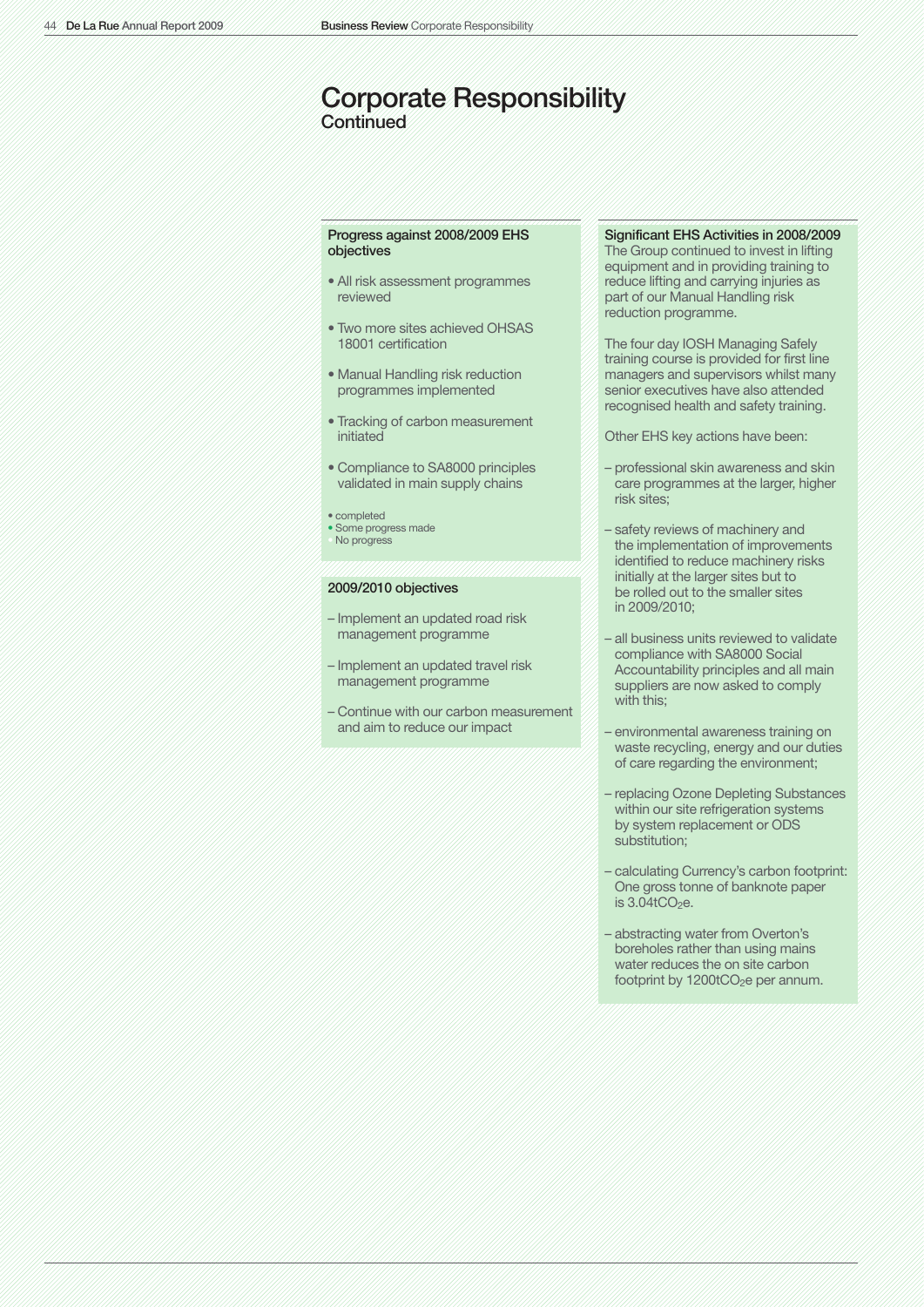# Corporate Responsibility
Continued

### Progress against 2008/2009 EHS objectives

- All risk assessment programmes reviewed
- Two more sites achieved OHSAS 18001 certification
- Manual Handling risk reduction programmes implemented
- Tracking of carbon measurement initiated
- Compliance to SA8000 principles validated in main supply chains

• completed
• Some progress made
No progress

### 2009/2010 objectives

– Implement an updated road risk management programme

– Implement an updated travel risk management programme

– Continue with our carbon measurement and aim to reduce our impact

### Significant EHS Activities in 2008/2009

The Group continued to invest in lifting equipment and in providing training to reduce lifting and carrying injuries as part of our Manual Handling risk reduction programme.

The four day IOSH Managing Safely training course is provided for first line managers and supervisors whilst many senior executives have also attended recognised health and safety training.

Other EHS key actions have been:

– professional skin awareness and skin care programmes at the larger, higher risk sites;

– safety reviews of machinery and the implementation of improvements identified to reduce machinery risks initially at the larger sites but to be rolled out to the smaller sites in 2009/2010;

– all business units reviewed to validate compliance with SA8000 Social Accountability principles and all main suppliers are now asked to comply with this;

– environmental awareness training on waste recycling, energy and our duties of care regarding the environment;

– replacing Ozone Depleting Substances within our site refrigeration systems by system replacement or ODS substitution;

– calculating Currency's carbon footprint: One gross tonne of banknote paper is $3.04tCO_2e$.

– abstracting water from Overton's boreholes rather than using mains water reduces the on site carbon footprint by $1200tCO_2e$ per annum.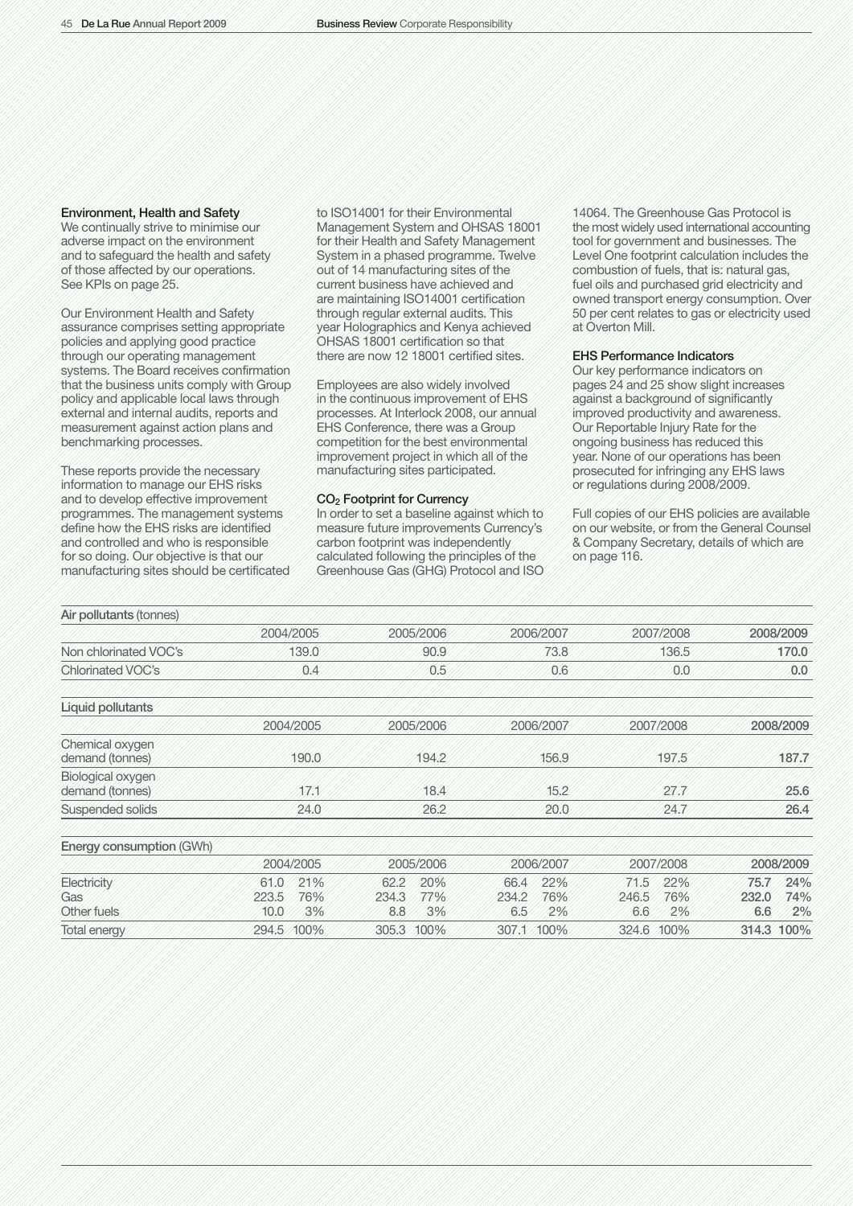### Environment, Health and Safety

We continually strive to minimise our adverse impact on the environment and to safeguard the health and safety of those affected by our operations. See KPIs on page 25.

Our Environment Health and Safety assurance comprises setting appropriate policies and applying good practice through our operating management systems. The Board receives confirmation that the business units comply with Group policy and applicable local laws through external and internal audits, reports and measurement against action plans and benchmarking processes.

These reports provide the necessary information to manage our EHS risks and to develop effective improvement programmes. The management systems define how the EHS risks are identified and controlled and who is responsible for so doing. Our objective is that our manufacturing sites should be certificated to ISO14001 for their Environmental Management System and OHSAS 18001 for their Health and Safety Management System in a phased programme. Twelve out of 14 manufacturing sites of the current business have achieved and are maintaining ISO14001 certification through regular external audits. This year Holographics and Kenya achieved OHSAS 18001 certification so that there are now 12 18001 certified sites.

Employees are also widely involved in the continuous improvement of EHS processes. At Interlock 2008, our annual EHS Conference, there was a Group competition for the best environmental improvement project in which all of the manufacturing sites participated.

### $CO_2$ Footprint for Currency

In order to set a baseline against which to measure future improvements Currency's carbon footprint was independently calculated following the principles of the Greenhouse Gas (GHG) Protocol and ISO 14064. The Greenhouse Gas Protocol is the most widely used international accounting tool for government and businesses. The Level One footprint calculation includes the combustion of fuels, that is: natural gas, fuel oils and purchased grid electricity and owned transport energy consumption. Over 50 per cent relates to gas or electricity used at Overton Mill.

### EHS Performance Indicators

Our key performance indicators on pages 24 and 25 show slight increases against a background of significantly improved productivity and awareness. Our Reportable Injury Rate for the ongoing business has reduced this year. None of our operations has been prosecuted for infringing any EHS laws or regulations during 2008/2009.

Full copies of our EHS policies are available on our website, or from the General Counsel & Company Secretary, details of which are on page 116.

| Air pollutants (tonnes) | 2004/2005 | 2005/2006 | 2006/2007 | 2007/2008 | **2008/2009** |
|---|---|---|---|---|---|
| Non chlorinated VOC's | 139.0 | 90.9 | 73.8 | 136.5 | **170.0** |
| Chlorinated VOC's | 0.4 | 0.5 | 0.6 | 0.0 | **0.0** |

| Liquid pollutants | 2004/2005 | 2005/2006 | 2006/2007 | 2007/2008 | **2008/2009** |
|---|---|---|---|---|---|
| Chemical oxygen demand (tonnes) | 190.0 | 194.2 | 156.9 | 197.5 | **187.7** |
| Biological oxygen demand (tonnes) | 17.1 | 18.4 | 15.2 | 27.7 | **25.6** |
| Suspended solids | 24.0 | 26.2 | 20.0 | 24.7 | **26.4** |

| Energy consumption (GWh) | 2004/2005 | | 2005/2006 | | 2006/2007 | | 2007/2008 | | **2008/2009** | |
|---|---|---|---|---|---|---|---|---|---|---|
| Electricity | 61.0 | 21% | 62.2 | 20% | 66.4 | 22% | 71.5 | 22% | **75.7** | **24%** |
| Gas | 223.5 | 76% | 234.3 | 77% | 234.2 | 76% | 246.5 | 76% | **232.0** | **74%** |
| Other fuels | 10.0 | 3% | 8.8 | 3% | 6.5 | 2% | 6.6 | 2% | **6.6** | **2%** |
| Total energy | 294.5 | 100% | 305.3 | 100% | 307.1 | 100% | 324.6 | 100% | **314.3** | **100%** |